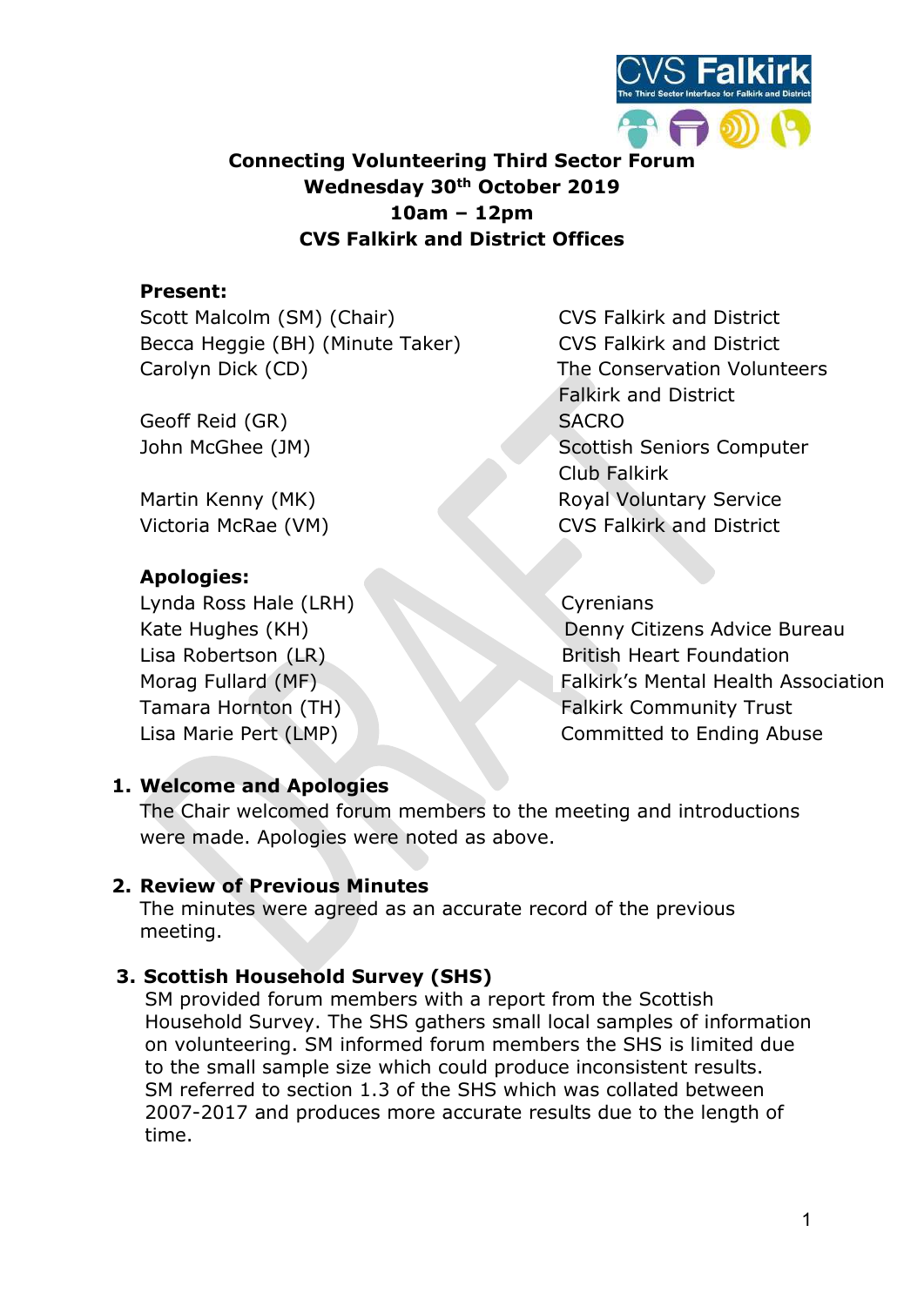# Connecting Volunteering Third Sector Forum
## Wednesday 30th October 2019
## 10am – 12pm
## CVS Falkirk and District Offices

**Present:**

| | |
|---|---|
| Scott Malcolm (SM) (Chair) | CVS Falkirk and District |
| Becca Heggie (BH) (Minute Taker) | CVS Falkirk and District |
| Carolyn Dick (CD) | The Conservation Volunteers Falkirk and District |
| Geoff Reid (GR) | SACRO |
| John McGhee (JM) | Scottish Seniors Computer Club Falkirk |
| Martin Kenny (MK) | Royal Voluntary Service |
| Victoria McRae (VM) | CVS Falkirk and District |

**Apologies:**

| | |
|---|---|
| Lynda Ross Hale (LRH) | Cyrenians |
| Kate Hughes (KH) | Denny Citizens Advice Bureau |
| Lisa Robertson (LR) | British Heart Foundation |
| Morag Fullard (MF) | Falkirk's Mental Health Association |
| Tamara Hornton (TH) | Falkirk Community Trust |
| Lisa Marie Pert (LMP) | Committed to Ending Abuse |

1. **Welcome and Apologies**

   The Chair welcomed forum members to the meeting and introductions were made. Apologies were noted as above.

2. **Review of Previous Minutes**

   The minutes were agreed as an accurate record of the previous meeting.

3. **Scottish Household Survey (SHS)**

   SM provided forum members with a report from the Scottish Household Survey. The SHS gathers small local samples of information on volunteering. SM informed forum members the SHS is limited due to the small sample size which could produce inconsistent results. SM referred to section 1.3 of the SHS which was collated between 2007-2017 and produces more accurate results due to the length of time.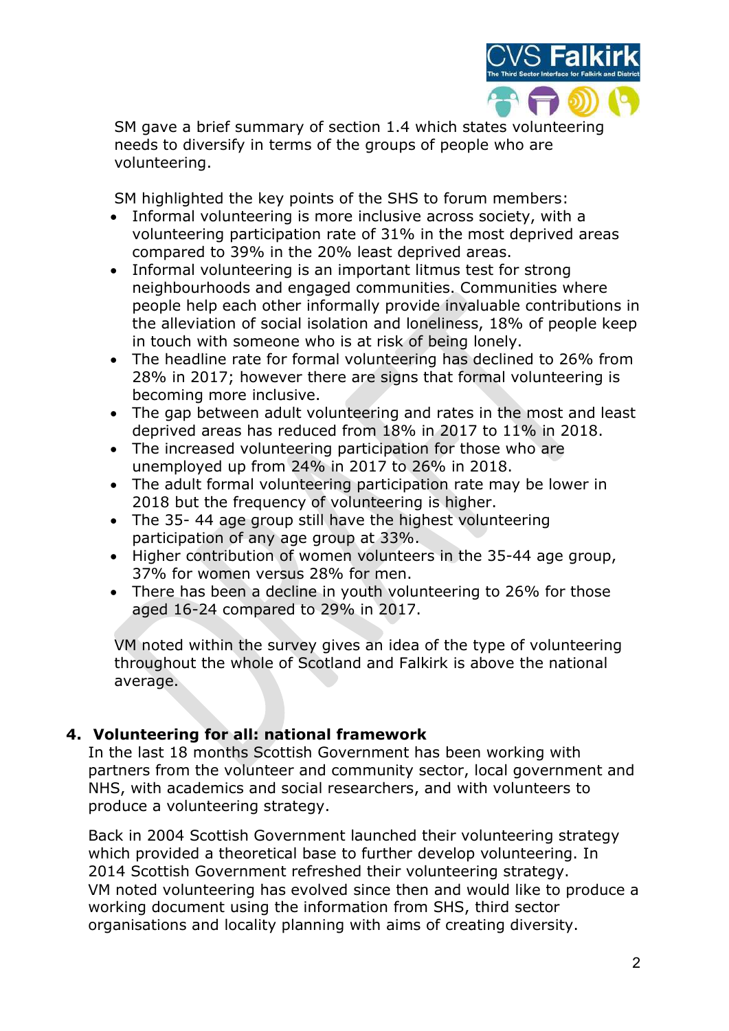SM gave a brief summary of section 1.4 which states volunteering needs to diversify in terms of the groups of people who are volunteering.

SM highlighted the key points of the SHS to forum members:

- Informal volunteering is more inclusive across society, with a volunteering participation rate of 31% in the most deprived areas compared to 39% in the 20% least deprived areas.
- Informal volunteering is an important litmus test for strong neighbourhoods and engaged communities. Communities where people help each other informally provide invaluable contributions in the alleviation of social isolation and loneliness, 18% of people keep in touch with someone who is at risk of being lonely.
- The headline rate for formal volunteering has declined to 26% from 28% in 2017; however there are signs that formal volunteering is becoming more inclusive.
- The gap between adult volunteering and rates in the most and least deprived areas has reduced from 18% in 2017 to 11% in 2018.
- The increased volunteering participation for those who are unemployed up from 24% in 2017 to 26% in 2018.
- The adult formal volunteering participation rate may be lower in 2018 but the frequency of volunteering is higher.
- The 35- 44 age group still have the highest volunteering participation of any age group at 33%.
- Higher contribution of women volunteers in the 35-44 age group, 37% for women versus 28% for men.
- There has been a decline in youth volunteering to 26% for those aged 16-24 compared to 29% in 2017.

VM noted within the survey gives an idea of the type of volunteering throughout the whole of Scotland and Falkirk is above the national average.

## 4. Volunteering for all: national framework

In the last 18 months Scottish Government has been working with partners from the volunteer and community sector, local government and NHS, with academics and social researchers, and with volunteers to produce a volunteering strategy.

Back in 2004 Scottish Government launched their volunteering strategy which provided a theoretical base to further develop volunteering. In 2014 Scottish Government refreshed their volunteering strategy. VM noted volunteering has evolved since then and would like to produce a working document using the information from SHS, third sector organisations and locality planning with aims of creating diversity.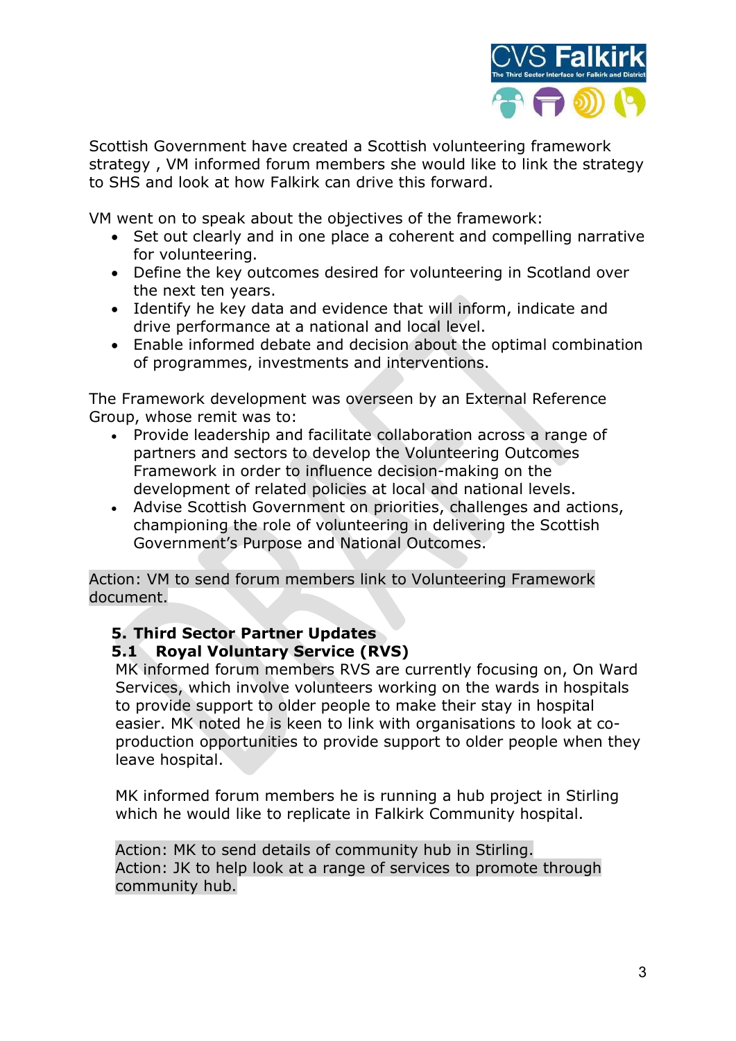Scottish Government have created a Scottish volunteering framework strategy , VM informed forum members she would like to link the strategy to SHS and look at how Falkirk can drive this forward.

VM went on to speak about the objectives of the framework:

- Set out clearly and in one place a coherent and compelling narrative for volunteering.
- Define the key outcomes desired for volunteering in Scotland over the next ten years.
- Identify he key data and evidence that will inform, indicate and drive performance at a national and local level.
- Enable informed debate and decision about the optimal combination of programmes, investments and interventions.

The Framework development was overseen by an External Reference Group, whose remit was to:

- Provide leadership and facilitate collaboration across a range of partners and sectors to develop the Volunteering Outcomes Framework in order to influence decision-making on the development of related policies at local and national levels.
- Advise Scottish Government on priorities, challenges and actions, championing the role of volunteering in delivering the Scottish Government's Purpose and National Outcomes.

Action: VM to send forum members link to Volunteering Framework document.

## 5. Third Sector Partner Updates

### 5.1 Royal Voluntary Service (RVS)

MK informed forum members RVS are currently focusing on, On Ward Services, which involve volunteers working on the wards in hospitals to provide support to older people to make their stay in hospital easier. MK noted he is keen to link with organisations to look at co-production opportunities to provide support to older people when they leave hospital.

MK informed forum members he is running a hub project in Stirling which he would like to replicate in Falkirk Community hospital.

Action: MK to send details of community hub in Stirling.
Action: JK to help look at a range of services to promote through community hub.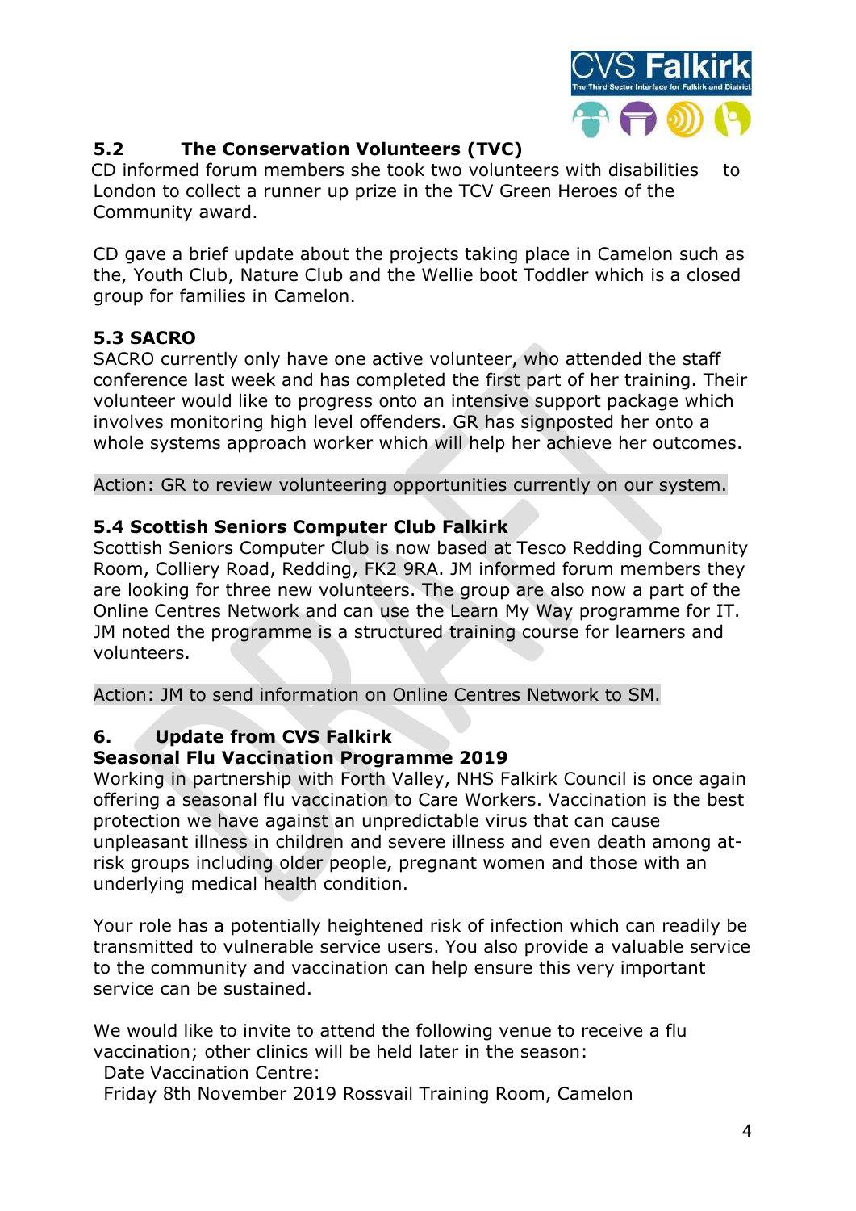### 5.2 The Conservation Volunteers (TVC)

CD informed forum members she took two volunteers with disabilities to London to collect a runner up prize in the TCV Green Heroes of the Community award.

CD gave a brief update about the projects taking place in Camelon such as the, Youth Club, Nature Club and the Wellie boot Toddler which is a closed group for families in Camelon.

### 5.3 SACRO

SACRO currently only have one active volunteer, who attended the staff conference last week and has completed the first part of her training. Their volunteer would like to progress onto an intensive support package which involves monitoring high level offenders. GR has signposted her onto a whole systems approach worker which will help her achieve her outcomes.

Action: GR to review volunteering opportunities currently on our system.

### 5.4 Scottish Seniors Computer Club Falkirk

Scottish Seniors Computer Club is now based at Tesco Redding Community Room, Colliery Road, Redding, FK2 9RA. JM informed forum members they are looking for three new volunteers. The group are also now a part of the Online Centres Network and can use the Learn My Way programme for IT. JM noted the programme is a structured training course for learners and volunteers.

Action: JM to send information on Online Centres Network to SM.

## 6. Update from CVS Falkirk

**Seasonal Flu Vaccination Programme 2019**

Working in partnership with Forth Valley, NHS Falkirk Council is once again offering a seasonal flu vaccination to Care Workers. Vaccination is the best protection we have against an unpredictable virus that can cause unpleasant illness in children and severe illness and even death among at-risk groups including older people, pregnant women and those with an underlying medical health condition.

Your role has a potentially heightened risk of infection which can readily be transmitted to vulnerable service users. You also provide a valuable service to the community and vaccination can help ensure this very important service can be sustained.

We would like to invite to attend the following venue to receive a flu vaccination; other clinics will be held later in the season:

Date Vaccination Centre:

Friday 8th November 2019 Rossvail Training Room, Camelon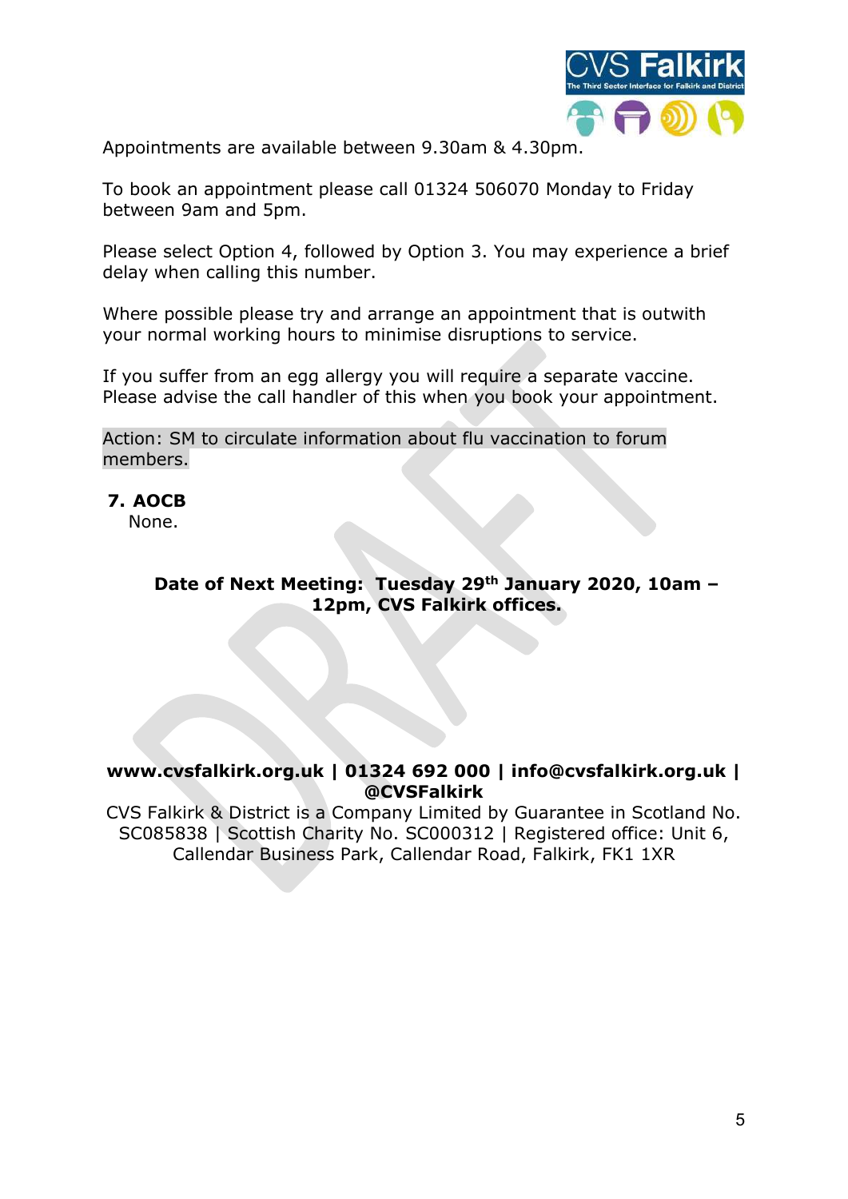Appointments are available between 9.30am & 4.30pm.

To book an appointment please call 01324 506070 Monday to Friday between 9am and 5pm.

Please select Option 4, followed by Option 3. You may experience a brief delay when calling this number.

Where possible please try and arrange an appointment that is outwith your normal working hours to minimise disruptions to service.

If you suffer from an egg allergy you will require a separate vaccine. Please advise the call handler of this when you book your appointment.

Action: SM to circulate information about flu vaccination to forum members.

**7. AOCB**

None.

**Date of Next Meeting: Tuesday 29th January 2020, 10am – 12pm, CVS Falkirk offices.**

**www.cvsfalkirk.org.uk | 01324 692 000 | info@cvsfalkirk.org.uk | @CVSFalkirk**

CVS Falkirk & District is a Company Limited by Guarantee in Scotland No. SC085838 | Scottish Charity No. SC000312 | Registered office: Unit 6, Callendar Business Park, Callendar Road, Falkirk, FK1 1XR